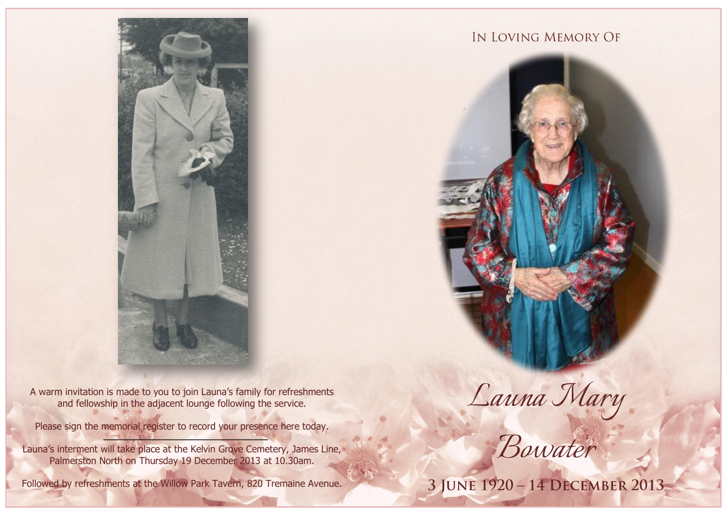A warm invitation is made to you to join Launa's family for refreshments and fellowship in the adjacent lounge following the service.

Please sign the memorial register to record your presence here today.

---

Launa's interment will take place at the Kelvin Grove Cemetery, James Line, Palmerston North on Thursday 19 December 2013 at 10.30am.

Followed by refreshments at the Willow Park Tavern, 820 Tremaine Avenue.

In Loving Memory Of

# *Launa Mary Bowater*

**3 June 1920 – 14 December 2013**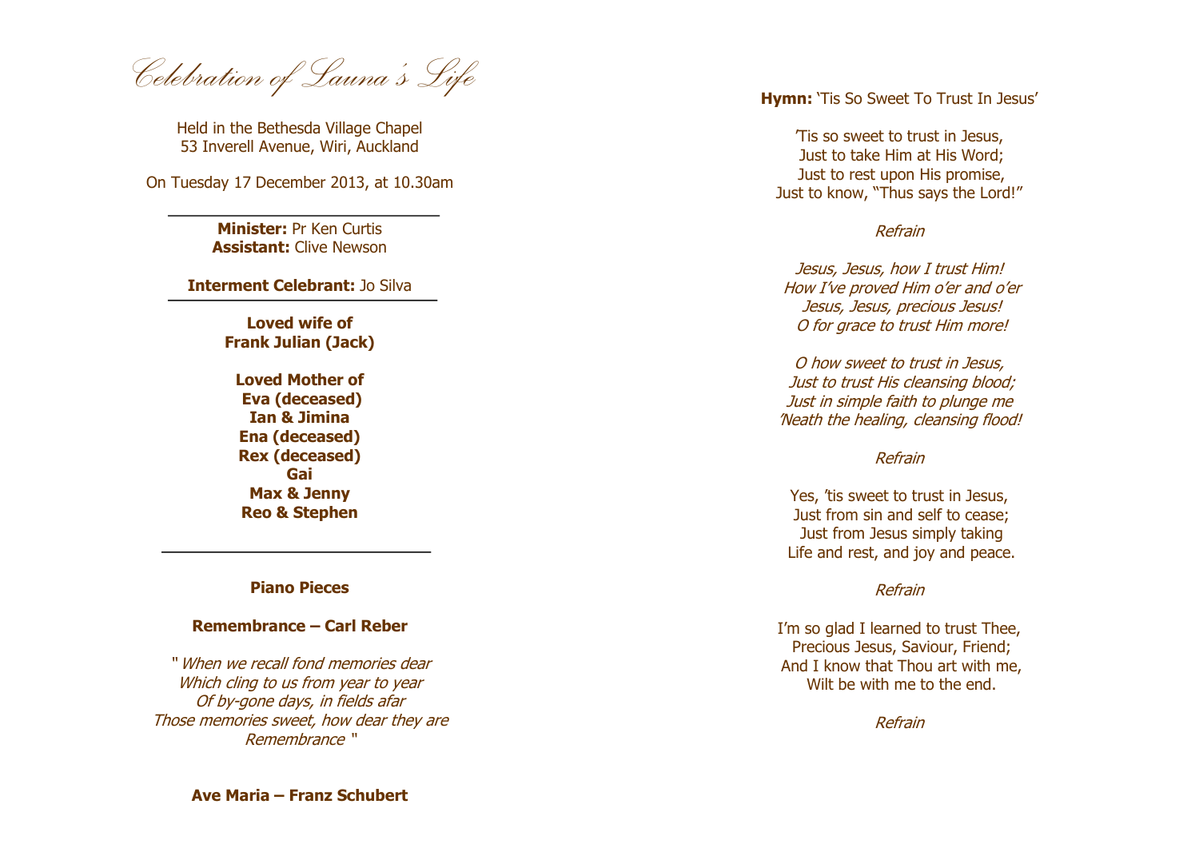# *Celebration of Launa's Life*

Held in the Bethesda Village Chapel
53 Inverell Avenue, Wiri, Auckland

On Tuesday 17 December 2013, at 10.30am

---

**Minister:** Pr Ken Curtis
**Assistant:** Clive Newson

**Interment Celebrant:** Jo Silva

---

**Loved wife of**
**Frank Julian (Jack)**

**Loved Mother of**
**Eva (deceased)**
**Ian & Jimina**
**Ena (deceased)**
**Rex (deceased)**
**Gai**
**Max & Jenny**
**Reo & Stephen**

---

**Piano Pieces**

**Remembrance – Carl Reber**

" *When we recall fond memories dear*
*Which cling to us from year to year*
*Of by-gone days, in fields afar*
*Those memories sweet, how dear they are*
*Remembrance* "

**Ave Maria – Franz Schubert**

**Hymn:** 'Tis So Sweet To Trust In Jesus'

'Tis so sweet to trust in Jesus,
Just to take Him at His Word;
Just to rest upon His promise,
Just to know, "Thus says the Lord!"

*Refrain*

*Jesus, Jesus, how I trust Him!*
*How I've proved Him o'er and o'er*
*Jesus, Jesus, precious Jesus!*
*O for grace to trust Him more!*

*O how sweet to trust in Jesus,*
*Just to trust His cleansing blood;*
*Just in simple faith to plunge me*
*'Neath the healing, cleansing flood!*

*Refrain*

Yes, 'tis sweet to trust in Jesus,
Just from sin and self to cease;
Just from Jesus simply taking
Life and rest, and joy and peace.

*Refrain*

I'm so glad I learned to trust Thee,
Precious Jesus, Saviour, Friend;
And I know that Thou art with me,
Wilt be with me to the end.

*Refrain*